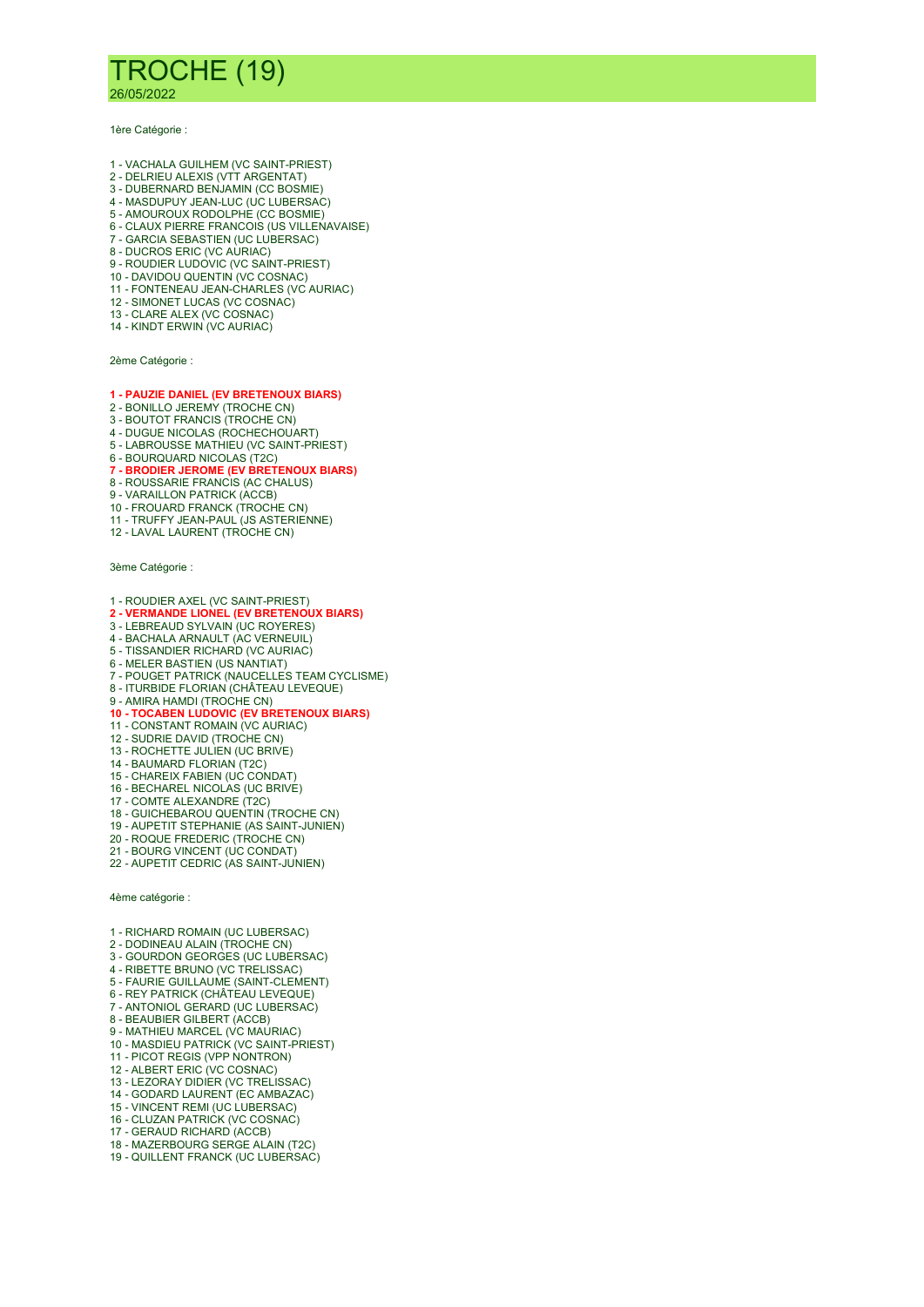# TROCHE (19)

26/05/2022

1ère Catégorie :

1 - VACHALA GUILHEM (VC SAINT-PRIEST)
2 - DELRIEU ALEXIS (VTT ARGENTAT)
3 - DUBERNARD BENJAMIN (CC BOSMIE)
4 - MASDUPUY JEAN-LUC (UC LUBERSAC)
5 - AMOUROUX RODOLPHE (CC BOSMIE)
6 - CLAUX PIERRE FRANCOIS (US VILLENAVAISE)
7 - GARCIA SEBASTIEN (UC LUBERSAC)
8 - DUCROS ERIC (VC AURIAC)
9 - ROUDIER LUDOVIC (VC SAINT-PRIEST)
10 - DAVIDOU QUENTIN (VC COSNAC)
11 - FONTENEAU JEAN-CHARLES (VC AURIAC)
12 - SIMONET LUCAS (VC COSNAC)
13 - CLARE ALEX (VC COSNAC)
14 - KINDT ERWIN (VC AURIAC)

2ème Catégorie :

**1 - PAUZIE DANIEL (EV BRETENOUX BIARS)**
2 - BONILLO JEREMY (TROCHE CN)
3 - BOUTOT FRANCIS (TROCHE CN)
4 - DUGUE NICOLAS (ROCHECHOUART)
5 - LABROUSSE MATHIEU (VC SAINT-PRIEST)
6 - BOURQUARD NICOLAS (T2C)
**7 - BRODIER JEROME (EV BRETENOUX BIARS)**
8 - ROUSSARIE FRANCIS (AC CHALUS)
9 - VARAILLON PATRICK (ACCB)
10 - FROUARD FRANCK (TROCHE CN)
11 - TRUFFY JEAN-PAUL (JS ASTERIENNE)
12 - LAVAL LAURENT (TROCHE CN)

3ème Catégorie :

1 - ROUDIER AXEL (VC SAINT-PRIEST)
**2 - VERMANDE LIONEL (EV BRETENOUX BIARS)**
3 - LEBREAUD SYLVAIN (UC ROYERES)
4 - BACHALA ARNAULT (AC VERNEUIL)
5 - TISSANDIER RICHARD (VC AURIAC)
6 - MELER BASTIEN (US NANTIAT)
7 - POUGET PATRICK (NAUCELLES TEAM CYCLISME)
8 - ITURBIDE FLORIAN (CHÂTEAU LEVEQUE)
9 - AMIRA HAMDI (TROCHE CN)
**10 - TOCABEN LUDOVIC (EV BRETENOUX BIARS)**
11 - CONSTANT ROMAIN (VC AURIAC)
12 - SUDRIE DAVID (TROCHE CN)
13 - ROCHETTE JULIEN (UC BRIVE)
14 - BAUMARD FLORIAN (T2C)
15 - CHAREIX FABIEN (UC CONDAT)
16 - BECHAREL NICOLAS (UC BRIVE)
17 - COMTE ALEXANDRE (T2C)
18 - GUICHEBAROU QUENTIN (TROCHE CN)
19 - AUPETIT STEPHANIE (AS SAINT-JUNIEN)
20 - ROQUE FREDERIC (TROCHE CN)
21 - BOURG VINCENT (UC CONDAT)
22 - AUPETIT CEDRIC (AS SAINT-JUNIEN)

4ème catégorie :

1 - RICHARD ROMAIN (UC LUBERSAC)
2 - DODINEAU ALAIN (TROCHE CN)
3 - GOURDON GEORGES (UC LUBERSAC)
4 - RIBETTE BRUNO (VC TRELISSAC)
5 - FAURIE GUILLAUME (SAINT-CLEMENT)
6 - REY PATRICK (CHÂTEAU LEVEQUE)
7 - ANTONIOL GERARD (UC LUBERSAC)
8 - BEAUBIER GILBERT (ACCB)
9 - MATHIEU MARCEL (VC MAURIAC)
10 - MASDIEU PATRICK (VC SAINT-PRIEST)
11 - PICOT REGIS (VPP NONTRON)
12 - ALBERT ERIC (VC COSNAC)
13 - LEZORAY DIDIER (VC TRELISSAC)
14 - GODARD LAURENT (EC AMBAZAC)
15 - VINCENT REMI (UC LUBERSAC)
16 - CLUZAN PATRICK (VC COSNAC)
17 - GERAUD RICHARD (ACCB)
18 - MAZERBOURG SERGE ALAIN (T2C)
19 - QUILLENT FRANCK (UC LUBERSAC)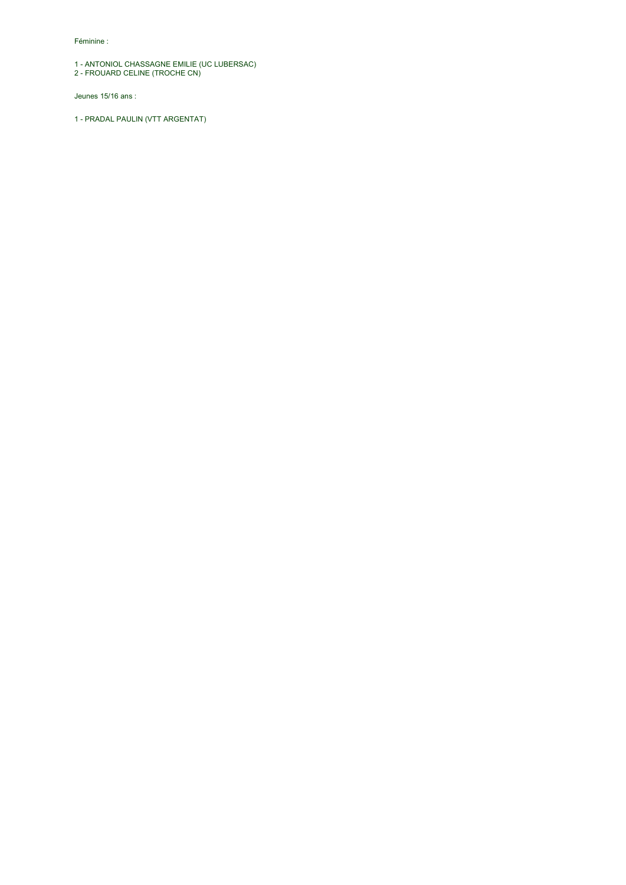Féminine :

1 - ANTONIOL CHASSAGNE EMILIE (UC LUBERSAC)
2 - FROUARD CELINE (TROCHE CN)

Jeunes 15/16 ans :

1 - PRADAL PAULIN (VTT ARGENTAT)